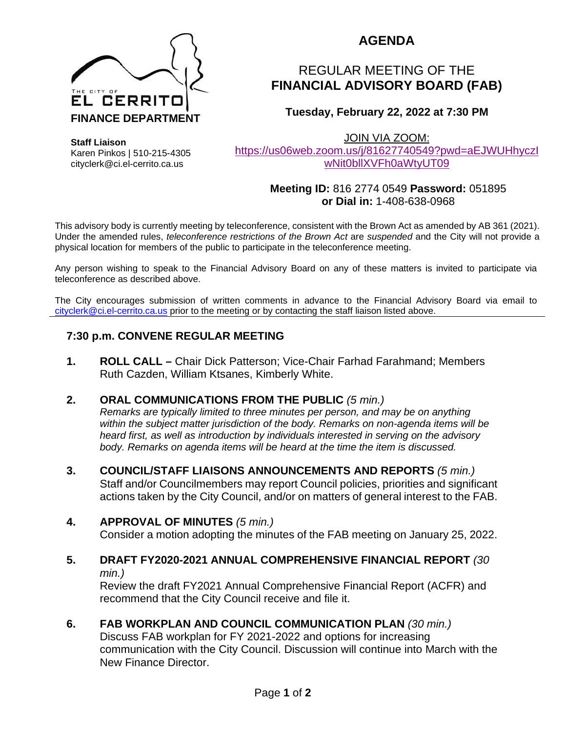THE CITY OF
**EL CERRITO**
**FINANCE DEPARTMENT**

**Staff Liaison**
Karen Pinkos | 510-215-4305
cityclerk@ci.el-cerrito.ca.us

# AGENDA

## REGULAR MEETING OF THE **FINANCIAL ADVISORY BOARD (FAB)**

### Tuesday, February 22, 2022 at 7:30 PM

JOIN VIA ZOOM:
https://us06web.zoom.us/j/81627740549?pwd=aEJWUHhyczIwNit0bllXVFh0aWtyUT09

**Meeting ID:** 816 2774 0549 **Password:** 051895
**or Dial in:** 1-408-638-0968

This advisory body is currently meeting by teleconference, consistent with the Brown Act as amended by AB 361 (2021). Under the amended rules, *teleconference restrictions of the Brown Act* are *suspended* and the City will not provide a physical location for members of the public to participate in the teleconference meeting.

Any person wishing to speak to the Financial Advisory Board on any of these matters is invited to participate via teleconference as described above.

The City encourages submission of written comments in advance to the Financial Advisory Board via email to cityclerk@ci.el-cerrito.ca.us prior to the meeting or by contacting the staff liaison listed above.

---

### 7:30 p.m. CONVENE REGULAR MEETING

1. **ROLL CALL –** Chair Dick Patterson; Vice-Chair Farhad Farahmand; Members Ruth Cazden, William Ktsanes, Kimberly White.

2. **ORAL COMMUNICATIONS FROM THE PUBLIC** *(5 min.)*
   *Remarks are typically limited to three minutes per person, and may be on anything within the subject matter jurisdiction of the body. Remarks on non-agenda items will be heard first, as well as introduction by individuals interested in serving on the advisory body. Remarks on agenda items will be heard at the time the item is discussed.*

3. **COUNCIL/STAFF LIAISONS ANNOUNCEMENTS AND REPORTS** *(5 min.)*
   Staff and/or Councilmembers may report Council policies, priorities and significant actions taken by the City Council, and/or on matters of general interest to the FAB.

4. **APPROVAL OF MINUTES** *(5 min.)*
   Consider a motion adopting the minutes of the FAB meeting on January 25, 2022.

5. **DRAFT FY2020-2021 ANNUAL COMPREHENSIVE FINANCIAL REPORT** *(30 min.)*
   Review the draft FY2021 Annual Comprehensive Financial Report (ACFR) and recommend that the City Council receive and file it.

6. **FAB WORKPLAN AND COUNCIL COMMUNICATION PLAN** *(30 min.)*
   Discuss FAB workplan for FY 2021-2022 and options for increasing communication with the City Council. Discussion will continue into March with the New Finance Director.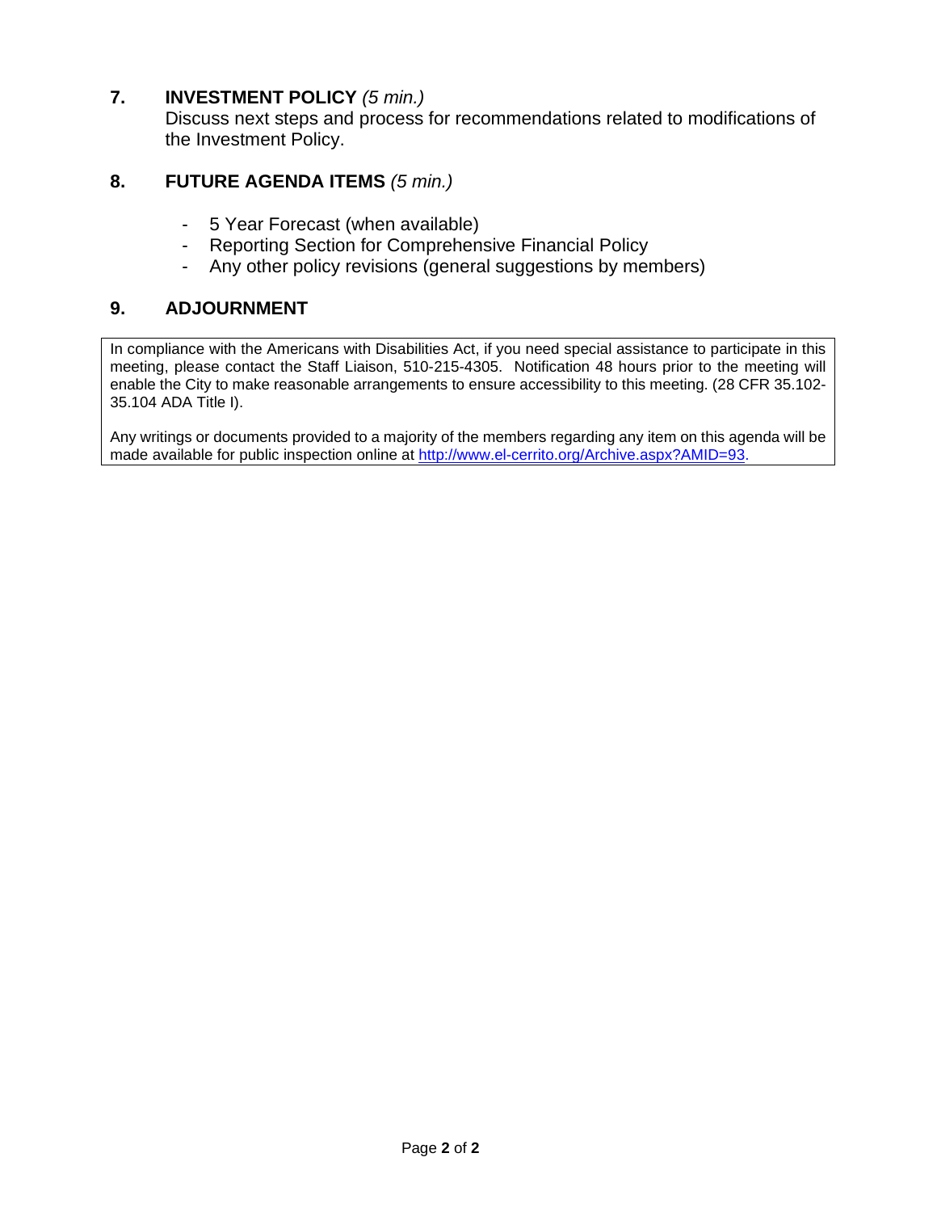## 7. INVESTMENT POLICY *(5 min.)*

Discuss next steps and process for recommendations related to modifications of the Investment Policy.

## 8. FUTURE AGENDA ITEMS *(5 min.)*

- 5 Year Forecast (when available)
- Reporting Section for Comprehensive Financial Policy
- Any other policy revisions (general suggestions by members)

## 9. ADJOURNMENT

In compliance with the Americans with Disabilities Act, if you need special assistance to participate in this meeting, please contact the Staff Liaison, 510-215-4305. Notification 48 hours prior to the meeting will enable the City to make reasonable arrangements to ensure accessibility to this meeting. (28 CFR 35.102-35.104 ADA Title I).

Any writings or documents provided to a majority of the members regarding any item on this agenda will be made available for public inspection online at http://www.el-cerrito.org/Archive.aspx?AMID=93.